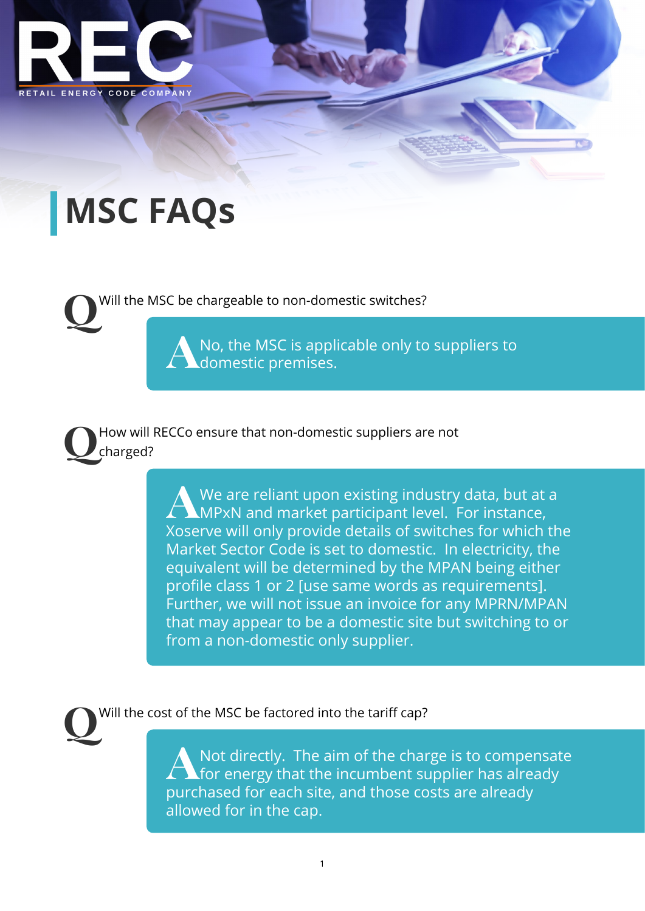REC

RETAIL ENERGY CODE COMPANY

# MSC FAQs

**Q** Will the MSC be chargeable to non-domestic switches?

**A** No, the MSC is applicable only to suppliers to domestic premises.

**Q** How will RECCo ensure that non-domestic suppliers are not charged?

**A** We are reliant upon existing industry data, but at a MPxN and market participant level. For instance, Xoserve will only provide details of switches for which the Market Sector Code is set to domestic. In electricity, the equivalent will be determined by the MPAN being either profile class 1 or 2 [use same words as requirements]. Further, we will not issue an invoice for any MPRN/MPAN that may appear to be a domestic site but switching to or from a non-domestic only supplier.

**Q** Will the cost of the MSC be factored into the tariff cap?

**A** Not directly. The aim of the charge is to compensate for energy that the incumbent supplier has already purchased for each site, and those costs are already allowed for in the cap.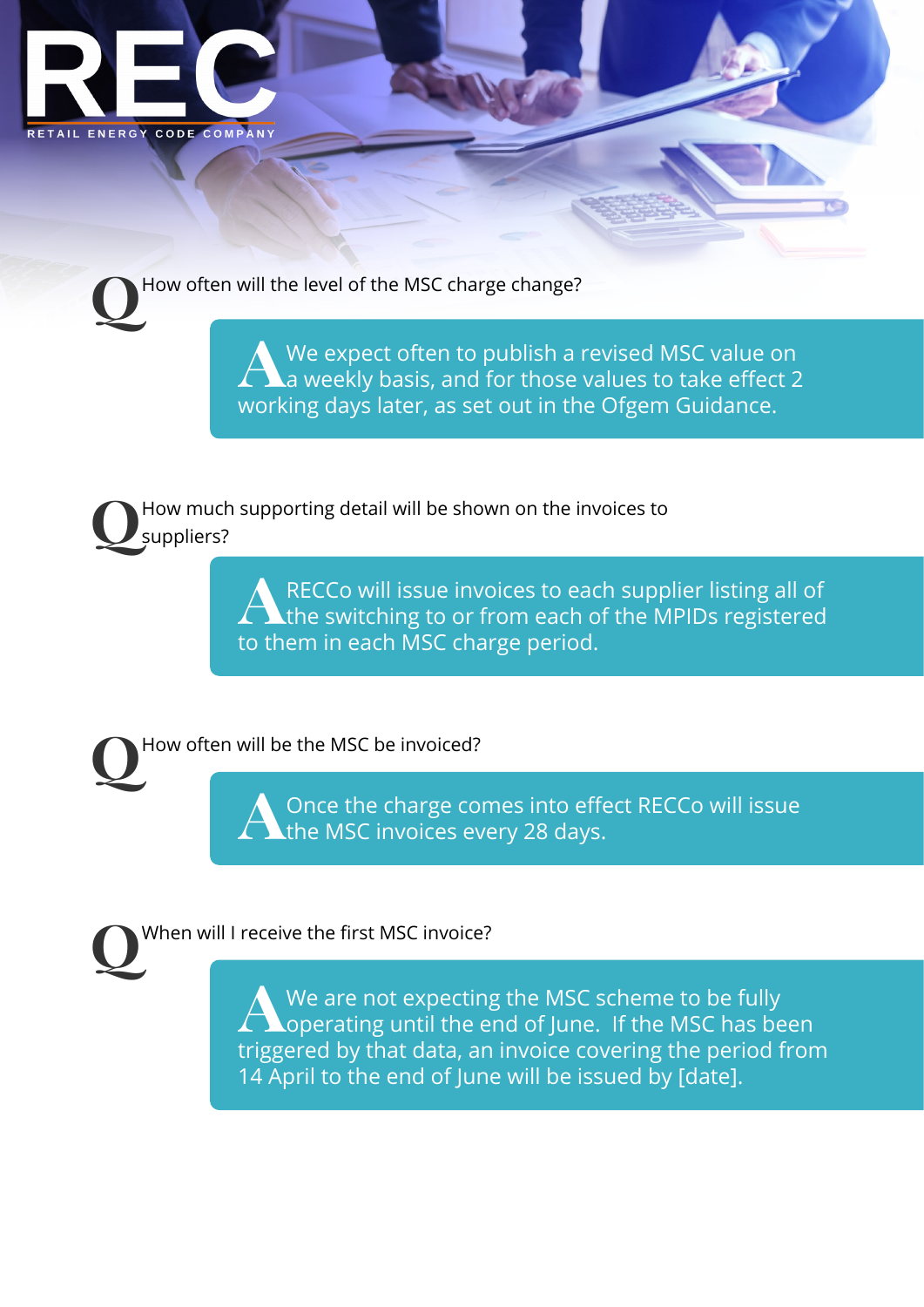**Q** How often will the level of the MSC charge change?

> **A** We expect often to publish a revised MSC value on a weekly basis, and for those values to take effect 2 working days later, as set out in the Ofgem Guidance.

**Q** How much supporting detail will be shown on the invoices to suppliers?

> **A** RECCo will issue invoices to each supplier listing all of the switching to or from each of the MPIDs registered to them in each MSC charge period.

**Q** How often will be the MSC be invoiced?

> **A** Once the charge comes into effect RECCo will issue the MSC invoices every 28 days.

**Q** When will I receive the first MSC invoice?

> **A** We are not expecting the MSC scheme to be fully operating until the end of June. If the MSC has been triggered by that data, an invoice covering the period from 14 April to the end of June will be issued by [date].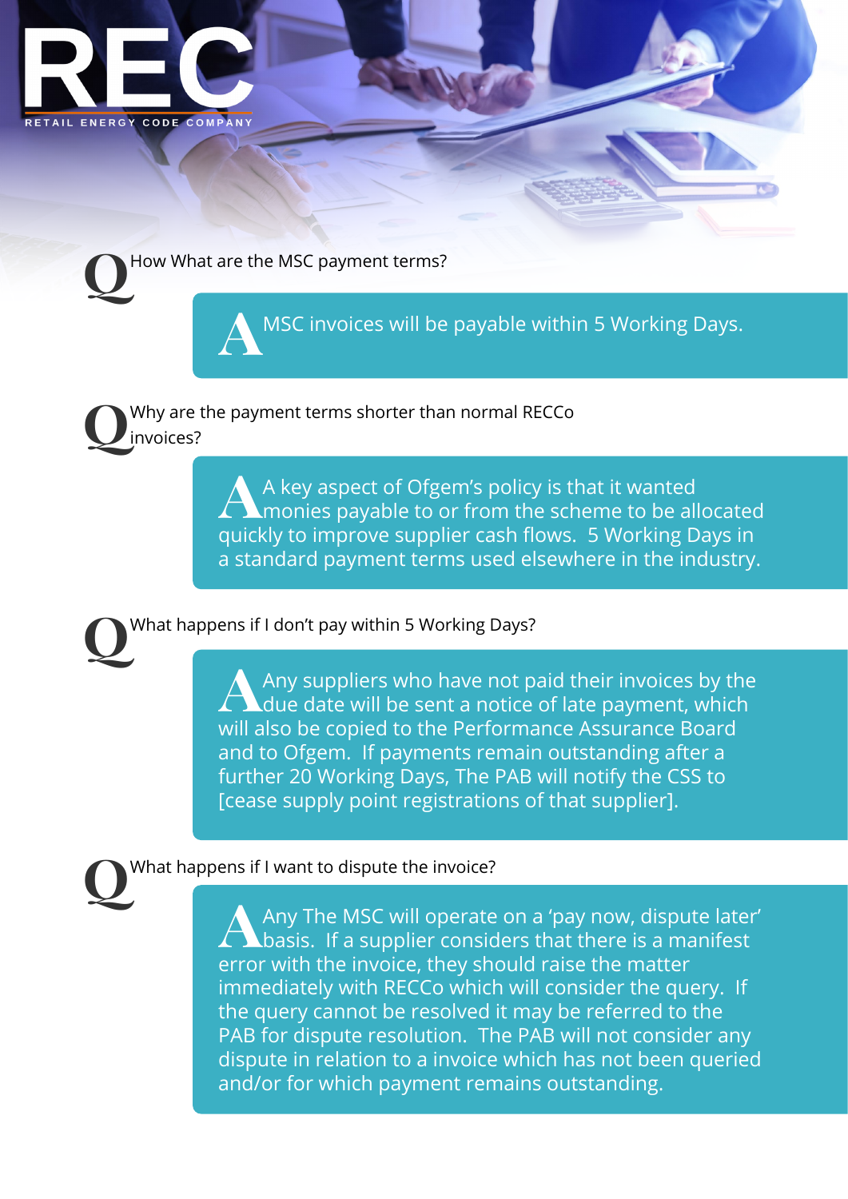**REC**

RETAIL ENERGY CODE COMPANY

**Q** How What are the MSC payment terms?

**A** MSC invoices will be payable within 5 Working Days.

**Q** Why are the payment terms shorter than normal RECCo invoices?

**A** A key aspect of Ofgem's policy is that it wanted monies payable to or from the scheme to be allocated quickly to improve supplier cash flows. 5 Working Days in a standard payment terms used elsewhere in the industry.

**Q** What happens if I don't pay within 5 Working Days?

**A** Any suppliers who have not paid their invoices by the due date will be sent a notice of late payment, which will also be copied to the Performance Assurance Board and to Ofgem. If payments remain outstanding after a further 20 Working Days, The PAB will notify the CSS to [cease supply point registrations of that supplier].

**Q** What happens if I want to dispute the invoice?

**A** Any The MSC will operate on a 'pay now, dispute later' basis. If a supplier considers that there is a manifest error with the invoice, they should raise the matter immediately with RECCo which will consider the query. If the query cannot be resolved it may be referred to the PAB for dispute resolution. The PAB will not consider any dispute in relation to a invoice which has not been queried and/or for which payment remains outstanding.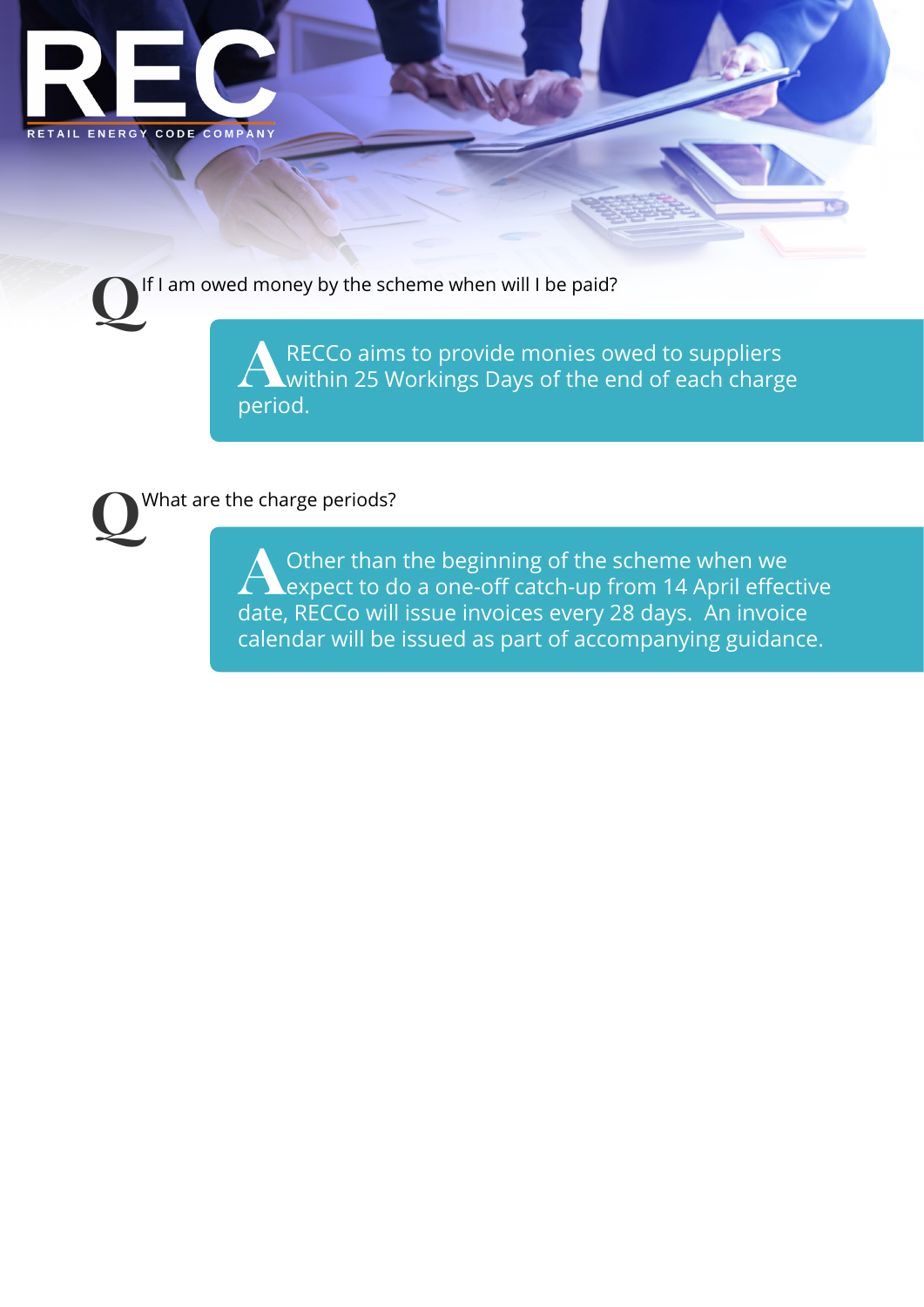**Q** If I am owed money by the scheme when will I be paid?

> **A** RECCo aims to provide monies owed to suppliers within 25 Workings Days of the end of each charge period.

**Q** What are the charge periods?

> **A** Other than the beginning of the scheme when we expect to do a one-off catch-up from 14 April effective date, RECCo will issue invoices every 28 days. An invoice calendar will be issued as part of accompanying guidance.